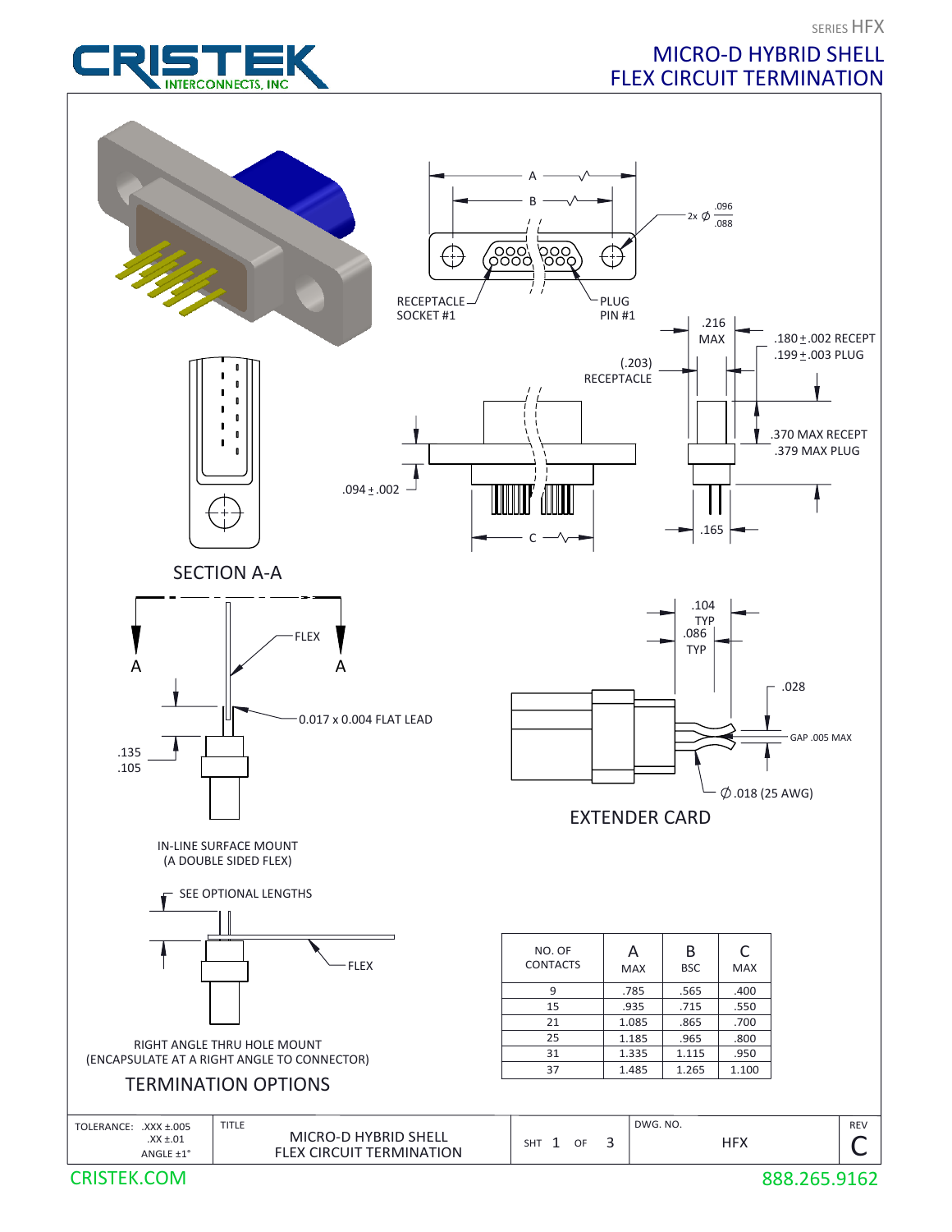SERIES HFX

# MICRO-D HYBRID SHELL FLEX CIRCUIT TERMINATION

CRISTEK INTERCONNECTS, INC

A

B

2x Ø .096 / .088

RECEPTACLE SOCKET #1

PLUG PIN #1

.216 MAX

.180 ± .002 RECEPT
.199 ± .003 PLUG

(.203) RECEPTACLE

.370 MAX RECEPT
.379 MAX PLUG

.094 ± .002

C

.165

SECTION A-A

A

FLEX

A

0.017 x 0.004 FLAT LEAD

.135
.105

IN-LINE SURFACE MOUNT
(A DOUBLE SIDED FLEX)

.104 TYP

.086 TYP

.028

GAP .005 MAX

Ø .018 (25 AWG)

EXTENDER CARD

SEE OPTIONAL LENGTHS

FLEX

RIGHT ANGLE THRU HOLE MOUNT
(ENCAPSULATE AT A RIGHT ANGLE TO CONNECTOR)

TERMINATION OPTIONS

| NO. OF CONTACTS | A MAX | B BSC | C MAX |
|---|---|---|---|
| 9 | .785 | .565 | .400 |
| 15 | .935 | .715 | .550 |
| 21 | 1.085 | .865 | .700 |
| 25 | 1.185 | .965 | .800 |
| 31 | 1.335 | 1.115 | .950 |
| 37 | 1.485 | 1.265 | 1.100 |

| TOLERANCE: .XXX ±.005 .XX ±.01 ANGLE ±1° | TITLE: MICRO-D HYBRID SHELL FLEX CIRCUIT TERMINATION | SHT 1 OF 3 | DWG. NO. HFX | REV C |
|---|---|---|---|---|

CRISTEK.COM

888.265.9162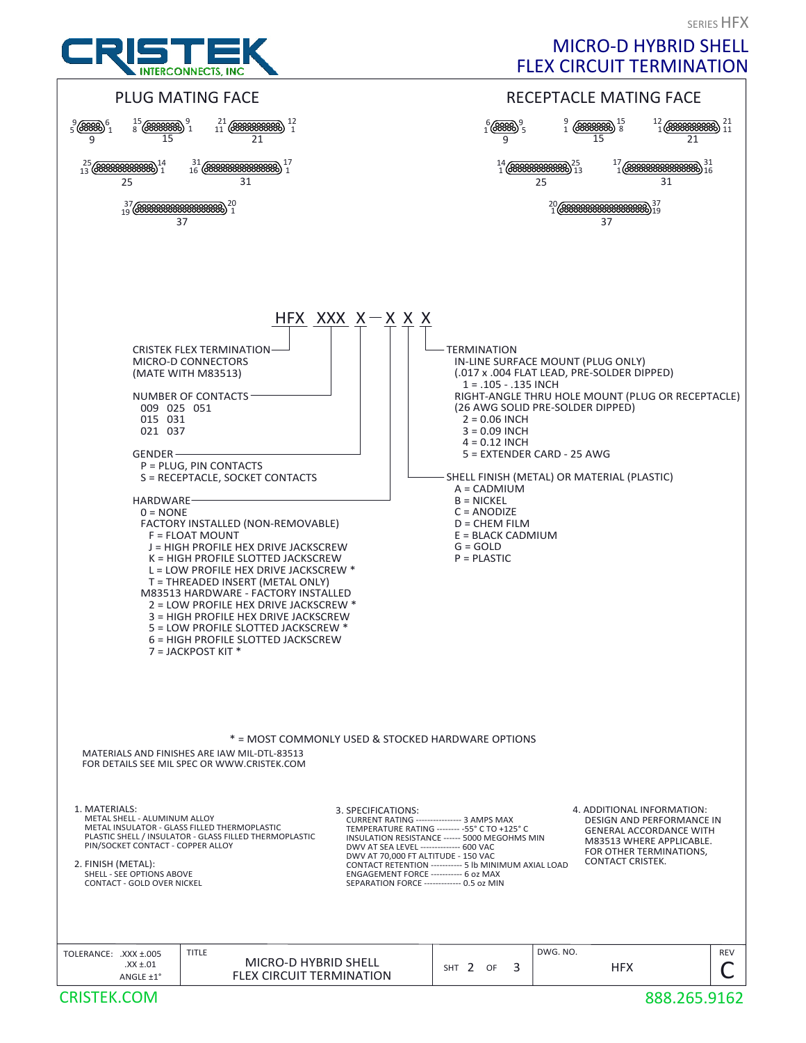# MICRO-D HYBRID SHELL FLEX CIRCUIT TERMINATION

SERIES HFX

## PLUG MATING FACE

9, 15, 21, 25, 31, 37

## RECEPTACLE MATING FACE

9, 15, 21, 25, 31, 37

## HFX XXX X — X X X

**CRISTEK FLEX TERMINATION MICRO-D CONNECTORS (MATE WITH M83513)**

**NUMBER OF CONTACTS**
- 009 025 051
- 015 031
- 021 037

**GENDER**
- P = PLUG, PIN CONTACTS
- S = RECEPTACLE, SOCKET CONTACTS

**HARDWARE**
- 0 = NONE
- FACTORY INSTALLED (NON-REMOVABLE)
  - F = FLOAT MOUNT
  - J = HIGH PROFILE HEX DRIVE JACKSCREW
  - K = HIGH PROFILE SLOTTED JACKSCREW
  - L = LOW PROFILE HEX DRIVE JACKSCREW *
  - T = THREADED INSERT (METAL ONLY)
- M83513 HARDWARE - FACTORY INSTALLED
  - 2 = LOW PROFILE HEX DRIVE JACKSCREW *
  - 3 = HIGH PROFILE HEX DRIVE JACKSCREW
  - 5 = LOW PROFILE SLOTTED JACKSCREW *
  - 6 = HIGH PROFILE SLOTTED JACKSCREW
  - 7 = JACKPOST KIT *

**TERMINATION**
- IN-LINE SURFACE MOUNT (PLUG ONLY) (.017 x .004 FLAT LEAD, PRE-SOLDER DIPPED)
  - 1 = .105 - .135 INCH
- RIGHT-ANGLE THRU HOLE MOUNT (PLUG OR RECEPTACLE) (26 AWG SOLID PRE-SOLDER DIPPED)
  - 2 = 0.06 INCH
  - 3 = 0.09 INCH
  - 4 = 0.12 INCH
  - 5 = EXTENDER CARD - 25 AWG

**SHELL FINISH (METAL) OR MATERIAL (PLASTIC)**
- A = CADMIUM
- B = NICKEL
- C = ANODIZE
- D = CHEM FILM
- E = BLACK CADMIUM
- G = GOLD
- P = PLASTIC

* = MOST COMMONLY USED & STOCKED HARDWARE OPTIONS

MATERIALS AND FINISHES ARE IAW MIL-DTL-83513
FOR DETAILS SEE MIL SPEC OR WWW.CRISTEK.COM

1. MATERIALS:
   - METAL SHELL - ALUMINUM ALLOY
   - METAL INSULATOR - GLASS FILLED THERMOPLASTIC
   - PLASTIC SHELL / INSULATOR - GLASS FILLED THERMOPLASTIC
   - PIN/SOCKET CONTACT - COPPER ALLOY
2. FINISH (METAL):
   - SHELL - SEE OPTIONS ABOVE
   - CONTACT - GOLD OVER NICKEL
3. SPECIFICATIONS:
   - CURRENT RATING ---------------- 3 AMPS MAX
   - TEMPERATURE RATING -------- -55° C TO +125° C
   - INSULATION RESISTANCE ------ 5000 MEGOHMS MIN
   - DWV AT SEA LEVEL -------------- 600 VAC
   - DWV AT 70,000 FT ALTITUDE - 150 VAC
   - CONTACT RETENTION ----------- 5 lb MINIMUM AXIAL LOAD
   - ENGAGEMENT FORCE ----------- 6 oz MAX
   - SEPARATION FORCE ------------- 0.5 oz MIN
4. ADDITIONAL INFORMATION:
   DESIGN AND PERFORMANCE IN GENERAL ACCORDANCE WITH M83513 WHERE APPLICABLE. FOR OTHER TERMINATIONS, CONTACT CRISTEK.

| TOLERANCE: .XXX ±.005, .XX ±.01, ANGLE ±1° | TITLE: MICRO-D HYBRID SHELL FLEX CIRCUIT TERMINATION | SHT 2 OF 3 | DWG. NO. HFX | REV C |
|---|---|---|---|---|

CRISTEK.COM — 888.265.9162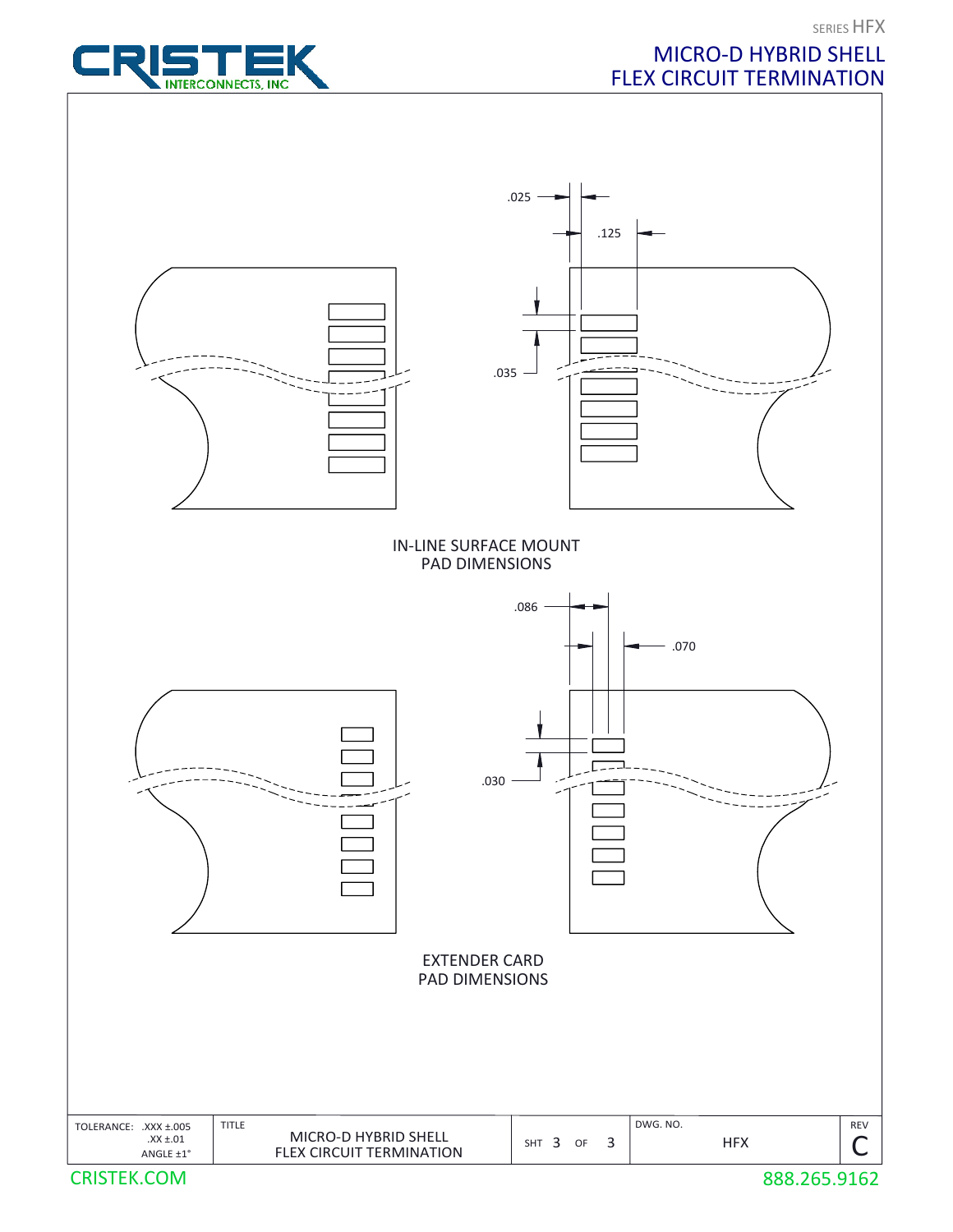SERIES HFX

# MICRO-D HYBRID SHELL FLEX CIRCUIT TERMINATION

.025

.125

.035

IN-LINE SURFACE MOUNT
PAD DIMENSIONS

.086

.070

.030

EXTENDER CARD
PAD DIMENSIONS

| | | | | |
|---|---|---|---|---|
| TOLERANCE: .XXX ±.005 .XX ±.01 ANGLE ±1° | TITLE MICRO-D HYBRID SHELL FLEX CIRCUIT TERMINATION | SHT 3 OF 3 | DWG. NO. HFX | REV C |

CRISTEK.COM

888.265.9162